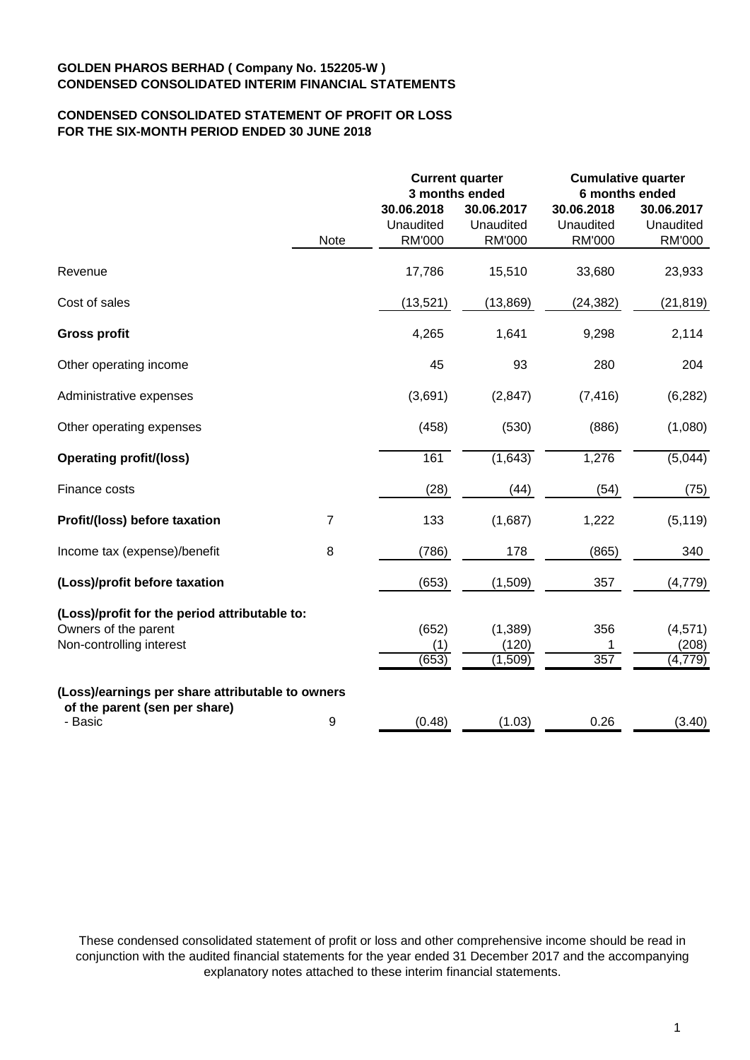**GOLDEN PHAROS BERHAD ( Company No. 152205-W )**
**CONDENSED CONSOLIDATED INTERIM FINANCIAL STATEMENTS**

**CONDENSED CONSOLIDATED STATEMENT OF PROFIT OR LOSS**
**FOR THE SIX-MONTH PERIOD ENDED 30 JUNE 2018**

| | Note | Current quarter 3 months ended | | Cumulative quarter 6 months ended | |
|---|---|---|---|---|---|
| | | 30.06.2018 Unaudited RM'000 | 30.06.2017 Unaudited RM'000 | 30.06.2018 Unaudited RM'000 | 30.06.2017 Unaudited RM'000 |
| Revenue | | 17,786 | 15,510 | 33,680 | 23,933 |
| Cost of sales | | (13,521) | (13,869) | (24,382) | (21,819) |
| **Gross profit** | | 4,265 | 1,641 | 9,298 | 2,114 |
| Other operating income | | 45 | 93 | 280 | 204 |
| Administrative expenses | | (3,691) | (2,847) | (7,416) | (6,282) |
| Other operating expenses | | (458) | (530) | (886) | (1,080) |
| **Operating profit/(loss)** | | 161 | (1,643) | 1,276 | (5,044) |
| Finance costs | | (28) | (44) | (54) | (75) |
| **Profit/(loss) before taxation** | 7 | 133 | (1,687) | 1,222 | (5,119) |
| Income tax (expense)/benefit | 8 | (786) | 178 | (865) | 340 |
| **(Loss)/profit before taxation** | | (653) | (1,509) | 357 | (4,779) |
| **(Loss)/profit for the period attributable to:** | | | | | |
| Owners of the parent | | (652) | (1,389) | 356 | (4,571) |
| Non-controlling interest | | (1) | (120) | 1 | (208) |
| | | (653) | (1,509) | 357 | (4,779) |
| **(Loss)/earnings per share attributable to owners of the parent (sen per share)** | | | | | |
| - Basic | 9 | (0.48) | (1.03) | 0.26 | (3.40) |

These condensed consolidated statement of profit or loss and other comprehensive income should be read in conjunction with the audited financial statements for the year ended 31 December 2017 and the accompanying explanatory notes attached to these interim financial statements.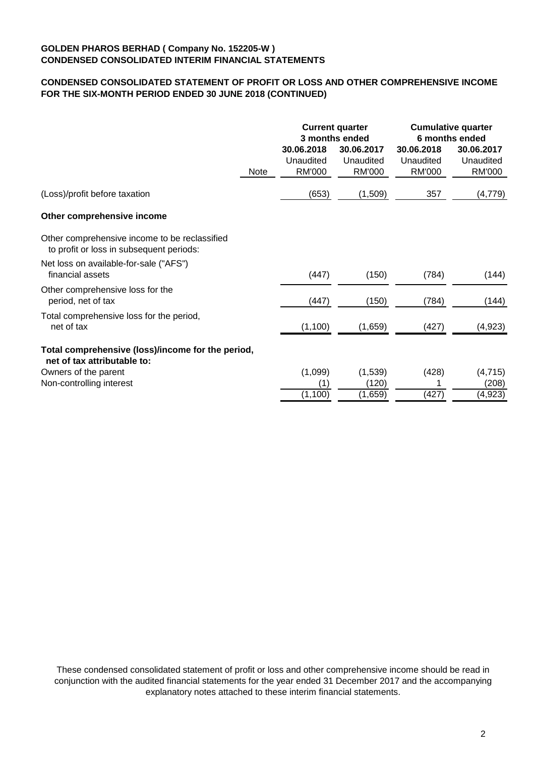**GOLDEN PHAROS BERHAD ( Company No. 152205-W )**
**CONDENSED CONSOLIDATED INTERIM FINANCIAL STATEMENTS**

**CONDENSED CONSOLIDATED STATEMENT OF PROFIT OR LOSS AND OTHER COMPREHENSIVE INCOME FOR THE SIX-MONTH PERIOD ENDED 30 JUNE 2018 (CONTINUED)**

| | Note | **Current quarter 3 months ended** | | **Cumulative quarter 6 months ended** | |
|---|---|---|---|---|---|
| | | **30.06.2018** Unaudited RM'000 | **30.06.2017** Unaudited RM'000 | **30.06.2018** Unaudited RM'000 | **30.06.2017** Unaudited RM'000 |
| (Loss)/profit before taxation | | (653) | (1,509) | 357 | (4,779) |
| **Other comprehensive income** | | | | | |
| Other comprehensive income to be reclassified to profit or loss in subsequent periods: | | | | | |
| Net loss on available-for-sale ("AFS") financial assets | | (447) | (150) | (784) | (144) |
| Other comprehensive loss for the period, net of tax | | (447) | (150) | (784) | (144) |
| Total comprehensive loss for the period, net of tax | | (1,100) | (1,659) | (427) | (4,923) |
| **Total comprehensive (loss)/income for the period, net of tax attributable to:** | | | | | |
| Owners of the parent | | (1,099) | (1,539) | (428) | (4,715) |
| Non-controlling interest | | (1) | (120) | 1 | (208) |
| | | (1,100) | (1,659) | (427) | (4,923) |

These condensed consolidated statement of profit or loss and other comprehensive income should be read in conjunction with the audited financial statements for the year ended 31 December 2017 and the accompanying explanatory notes attached to these interim financial statements.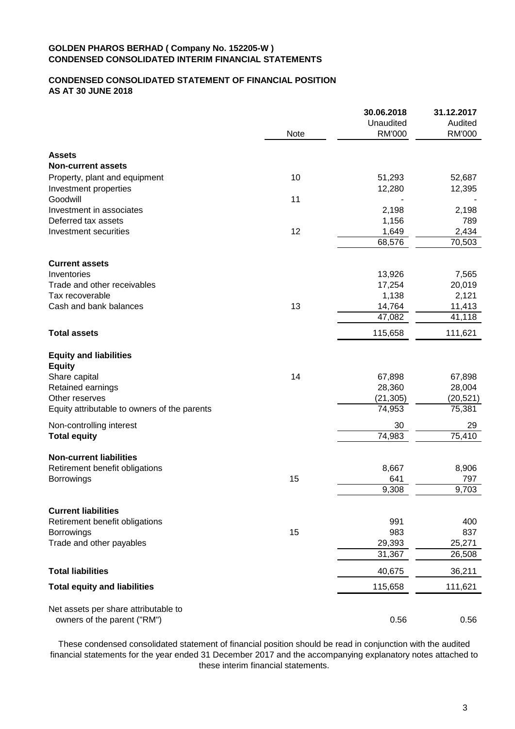**GOLDEN PHAROS BERHAD ( Company No. 152205-W )**
**CONDENSED CONSOLIDATED INTERIM FINANCIAL STATEMENTS**

**CONDENSED CONSOLIDATED STATEMENT OF FINANCIAL POSITION**
**AS AT 30 JUNE 2018**

| | Note | 30.06.2018 Unaudited RM'000 | 31.12.2017 Audited RM'000 |
|---|---|---|---|
| **Assets** | | | |
| **Non-current assets** | | | |
| Property, plant and equipment | 10 | 51,293 | 52,687 |
| Investment properties | | 12,280 | 12,395 |
| Goodwill | 11 | - | - |
| Investment in associates | | 2,198 | 2,198 |
| Deferred tax assets | | 1,156 | 789 |
| Investment securities | 12 | 1,649 | 2,434 |
| | | 68,576 | 70,503 |
| **Current assets** | | | |
| Inventories | | 13,926 | 7,565 |
| Trade and other receivables | | 17,254 | 20,019 |
| Tax recoverable | | 1,138 | 2,121 |
| Cash and bank balances | 13 | 14,764 | 11,413 |
| | | 47,082 | 41,118 |
| **Total assets** | | 115,658 | 111,621 |
| **Equity and liabilities** | | | |
| **Equity** | | | |
| Share capital | 14 | 67,898 | 67,898 |
| Retained earnings | | 28,360 | 28,004 |
| Other reserves | | (21,305) | (20,521) |
| Equity attributable to owners of the parents | | 74,953 | 75,381 |
| Non-controlling interest | | 30 | 29 |
| **Total equity** | | 74,983 | 75,410 |
| **Non-current liabilities** | | | |
| Retirement benefit obligations | | 8,667 | 8,906 |
| Borrowings | 15 | 641 | 797 |
| | | 9,308 | 9,703 |
| **Current liabilities** | | | |
| Retirement benefit obligations | | 991 | 400 |
| Borrowings | 15 | 983 | 837 |
| Trade and other payables | | 29,393 | 25,271 |
| | | 31,367 | 26,508 |
| **Total liabilities** | | 40,675 | 36,211 |
| **Total equity and liabilities** | | 115,658 | 111,621 |
| Net assets per share attributable to owners of the parent ("RM") | | 0.56 | 0.56 |

These condensed consolidated statement of financial position should be read in conjunction with the audited financial statements for the year ended 31 December 2017 and the accompanying explanatory notes attached to these interim financial statements.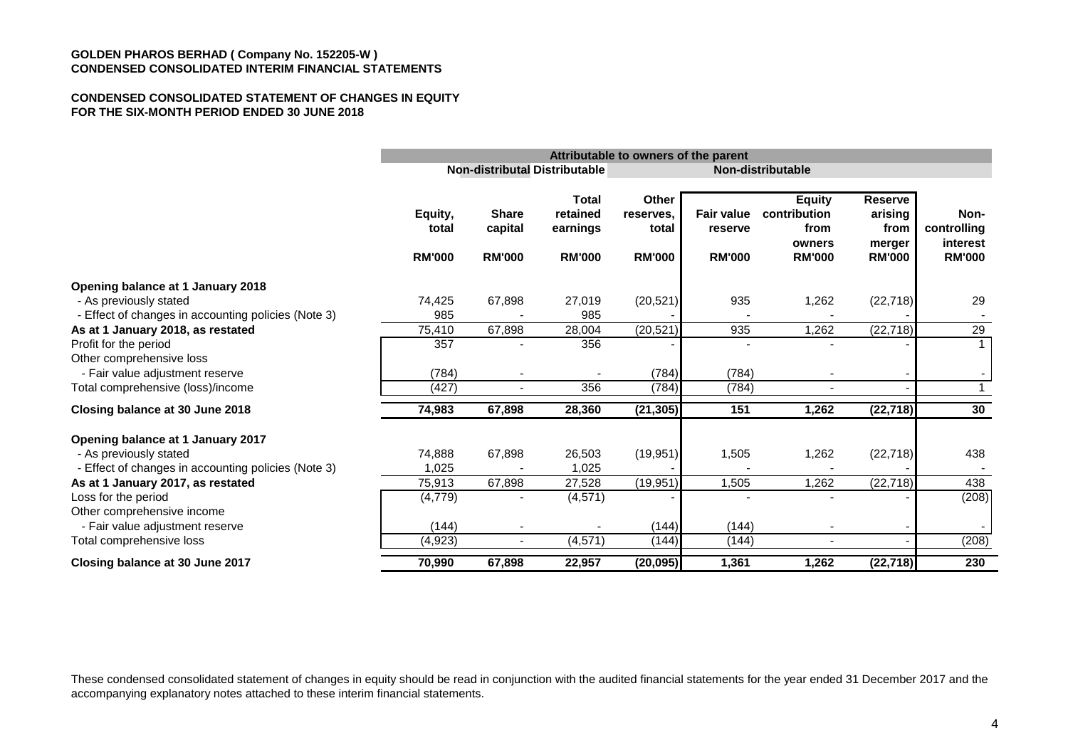**GOLDEN PHAROS BERHAD ( Company No. 152205-W )**
**CONDENSED CONSOLIDATED INTERIM FINANCIAL STATEMENTS**

**CONDENSED CONSOLIDATED STATEMENT OF CHANGES IN EQUITY**
**FOR THE SIX-MONTH PERIOD ENDED 30 JUNE 2018**

| | Attributable to owners of the parent | | | | | | | |
|---|---|---|---|---|---|---|---|---|
| | | Non-distributal | Distributable | Non-distributable | | | | |
| | Equity, total | Share capital | Total retained earnings | Other reserves, total | Fair value reserve | Equity contribution from owners | Reserve arising from merger | Non-controlling interest |
| | RM'000 | RM'000 | RM'000 | RM'000 | RM'000 | RM'000 | RM'000 | RM'000 |
| **Opening balance at 1 January 2018** | | | | | | | | |
| - As previously stated | 74,425 | 67,898 | 27,019 | (20,521) | 935 | 1,262 | (22,718) | 29 |
| - Effect of changes in accounting policies (Note 3) | 985 | - | 985 | - | - | - | - | - |
| **As at 1 January 2018, as restated** | 75,410 | 67,898 | 28,004 | (20,521) | 935 | 1,262 | (22,718) | 29 |
| Profit for the period | 357 | - | 356 | - | - | - | - | 1 |
| Other comprehensive loss | | | | | | | | |
| - Fair value adjustment reserve | (784) | - | - | (784) | (784) | - | - | - |
| Total comprehensive (loss)/income | (427) | - | 356 | (784) | (784) | - | - | 1 |
| **Closing balance at 30 June 2018** | **74,983** | **67,898** | **28,360** | **(21,305)** | **151** | **1,262** | **(22,718)** | **30** |
| **Opening balance at 1 January 2017** | | | | | | | | |
| - As previously stated | 74,888 | 67,898 | 26,503 | (19,951) | 1,505 | 1,262 | (22,718) | 438 |
| - Effect of changes in accounting policies (Note 3) | 1,025 | - | 1,025 | - | - | - | - | - |
| **As at 1 January 2017, as restated** | 75,913 | 67,898 | 27,528 | (19,951) | 1,505 | 1,262 | (22,718) | 438 |
| Loss for the period | (4,779) | - | (4,571) | - | - | - | - | (208) |
| Other comprehensive income | | | | | | | | |
| - Fair value adjustment reserve | (144) | - | - | (144) | (144) | - | - | - |
| Total comprehensive loss | (4,923) | - | (4,571) | (144) | (144) | - | - | (208) |
| **Closing balance at 30 June 2017** | **70,990** | **67,898** | **22,957** | **(20,095)** | **1,361** | **1,262** | **(22,718)** | **230** |

These condensed consolidated statement of changes in equity should be read in conjunction with the audited financial statements for the year ended 31 December 2017 and the accompanying explanatory notes attached to these interim financial statements.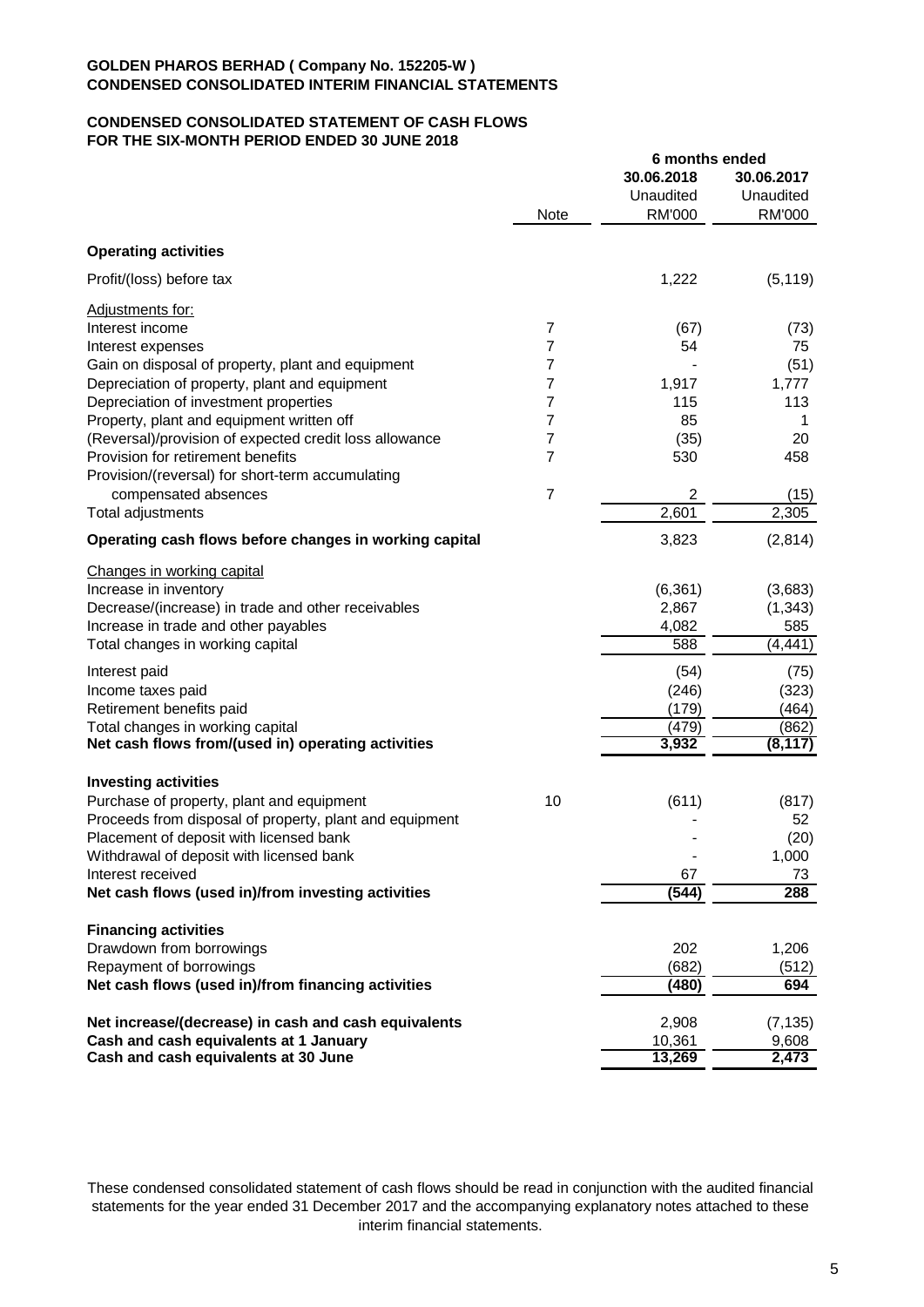**GOLDEN PHAROS BERHAD ( Company No. 152205-W )**
**CONDENSED CONSOLIDATED INTERIM FINANCIAL STATEMENTS**

**CONDENSED CONSOLIDATED STATEMENT OF CASH FLOWS**
**FOR THE SIX-MONTH PERIOD ENDED 30 JUNE 2018**

| | Note | 6 months ended 30.06.2018 Unaudited RM'000 | 30.06.2017 Unaudited RM'000 |
|---|---|---|---|
| **Operating activities** | | | |
| Profit/(loss) before tax | | 1,222 | (5,119) |
| Adjustments for: | | | |
| Interest income | 7 | (67) | (73) |
| Interest expenses | 7 | 54 | 75 |
| Gain on disposal of property, plant and equipment | 7 | - | (51) |
| Depreciation of property, plant and equipment | 7 | 1,917 | 1,777 |
| Depreciation of investment properties | 7 | 115 | 113 |
| Property, plant and equipment written off | 7 | 85 | 1 |
| (Reversal)/provision of expected credit loss allowance | 7 | (35) | 20 |
| Provision for retirement benefits | 7 | 530 | 458 |
| Provision/(reversal) for short-term accumulating compensated absences | 7 | 2 | (15) |
| Total adjustments | | 2,601 | 2,305 |
| **Operating cash flows before changes in working capital** | | 3,823 | (2,814) |
| Changes in working capital | | | |
| Increase in inventory | | (6,361) | (3,683) |
| Decrease/(increase) in trade and other receivables | | 2,867 | (1,343) |
| Increase in trade and other payables | | 4,082 | 585 |
| Total changes in working capital | | 588 | (4,441) |
| Interest paid | | (54) | (75) |
| Income taxes paid | | (246) | (323) |
| Retirement benefits paid | | (179) | (464) |
| Total changes in working capital | | (479) | (862) |
| **Net cash flows from/(used in) operating activities** | | **3,932** | **(8,117)** |
| **Investing activities** | | | |
| Purchase of property, plant and equipment | 10 | (611) | (817) |
| Proceeds from disposal of property, plant and equipment | | - | 52 |
| Placement of deposit with licensed bank | | - | (20) |
| Withdrawal of deposit with licensed bank | | - | 1,000 |
| Interest received | | 67 | 73 |
| **Net cash flows (used in)/from investing activities** | | **(544)** | **288** |
| **Financing activities** | | | |
| Drawdown from borrowings | | 202 | 1,206 |
| Repayment of borrowings | | (682) | (512) |
| **Net cash flows (used in)/from financing activities** | | **(480)** | **694** |
| **Net increase/(decrease) in cash and cash equivalents** | | 2,908 | (7,135) |
| **Cash and cash equivalents at 1 January** | | 10,361 | 9,608 |
| **Cash and cash equivalents at 30 June** | | **13,269** | **2,473** |

These condensed consolidated statement of cash flows should be read in conjunction with the audited financial statements for the year ended 31 December 2017 and the accompanying explanatory notes attached to these interim financial statements.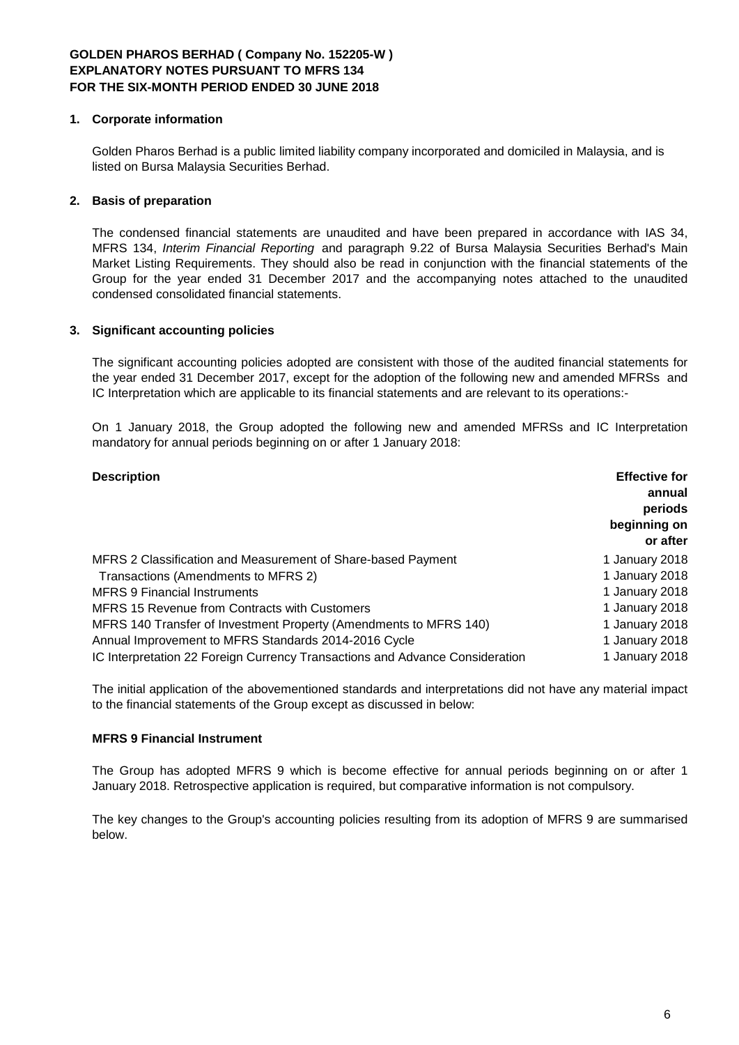**GOLDEN PHAROS BERHAD ( Company No. 152205-W )**
**EXPLANATORY NOTES PURSUANT TO MFRS 134**
**FOR THE SIX-MONTH PERIOD ENDED 30 JUNE 2018**

## 1. Corporate information

Golden Pharos Berhad is a public limited liability company incorporated and domiciled in Malaysia, and is listed on Bursa Malaysia Securities Berhad.

## 2. Basis of preparation

The condensed financial statements are unaudited and have been prepared in accordance with IAS 34, MFRS 134, *Interim Financial Reporting* and paragraph 9.22 of Bursa Malaysia Securities Berhad's Main Market Listing Requirements. They should also be read in conjunction with the financial statements of the Group for the year ended 31 December 2017 and the accompanying notes attached to the unaudited condensed consolidated financial statements.

## 3. Significant accounting policies

The significant accounting policies adopted are consistent with those of the audited financial statements for the year ended 31 December 2017, except for the adoption of the following new and amended MFRSs and IC Interpretation which are applicable to its financial statements and are relevant to its operations:-

On 1 January 2018, the Group adopted the following new and amended MFRSs and IC Interpretation mandatory for annual periods beginning on or after 1 January 2018:

| **Description** | **Effective for annual periods beginning on or after** |
|---|---|
| MFRS 2 Classification and Measurement of Share-based Payment | 1 January 2018 |
| Transactions (Amendments to MFRS 2) | 1 January 2018 |
| MFRS 9 Financial Instruments | 1 January 2018 |
| MFRS 15 Revenue from Contracts with Customers | 1 January 2018 |
| MFRS 140 Transfer of Investment Property (Amendments to MFRS 140) | 1 January 2018 |
| Annual Improvement to MFRS Standards 2014-2016 Cycle | 1 January 2018 |
| IC Interpretation 22 Foreign Currency Transactions and Advance Consideration | 1 January 2018 |

The initial application of the abovementioned standards and interpretations did not have any material impact to the financial statements of the Group except as discussed in below:

**MFRS 9 Financial Instrument**

The Group has adopted MFRS 9 which is become effective for annual periods beginning on or after 1 January 2018. Retrospective application is required, but comparative information is not compulsory.

The key changes to the Group's accounting policies resulting from its adoption of MFRS 9 are summarised below.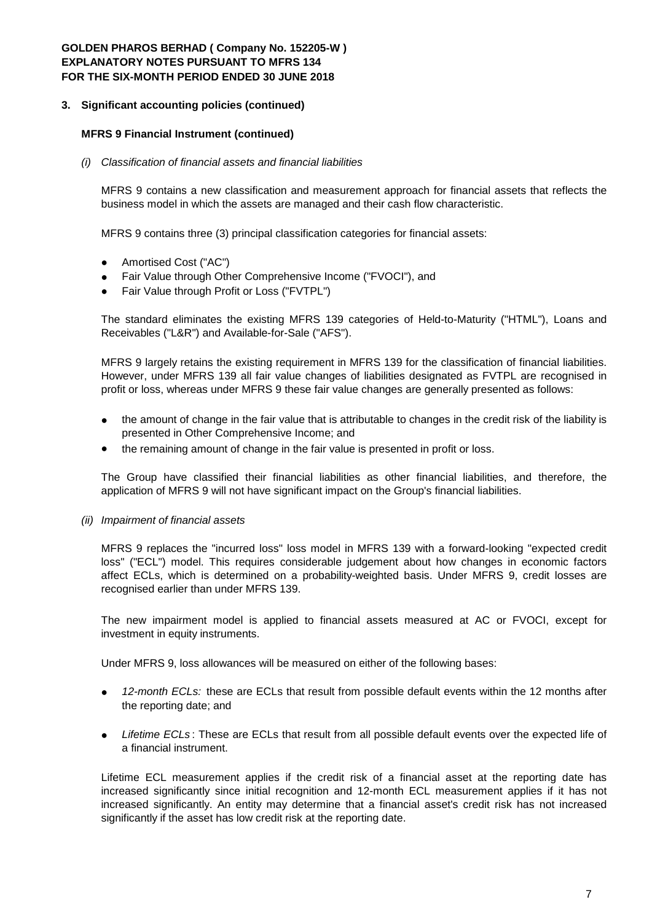**GOLDEN PHAROS BERHAD ( Company No. 152205-W )**
**EXPLANATORY NOTES PURSUANT TO MFRS 134**
**FOR THE SIX-MONTH PERIOD ENDED 30 JUNE 2018**

## 3. Significant accounting policies (continued)

### MFRS 9 Financial Instrument (continued)

*(i) Classification of financial assets and financial liabilities*

MFRS 9 contains a new classification and measurement approach for financial assets that reflects the business model in which the assets are managed and their cash flow characteristic.

MFRS 9 contains three (3) principal classification categories for financial assets:

- Amortised Cost ("AC")
- Fair Value through Other Comprehensive Income ("FVOCI"), and
- Fair Value through Profit or Loss ("FVTPL")

The standard eliminates the existing MFRS 139 categories of Held-to-Maturity ("HTML"), Loans and Receivables ("L&R") and Available-for-Sale ("AFS").

MFRS 9 largely retains the existing requirement in MFRS 139 for the classification of financial liabilities. However, under MFRS 139 all fair value changes of liabilities designated as FVTPL are recognised in profit or loss, whereas under MFRS 9 these fair value changes are generally presented as follows:

- the amount of change in the fair value that is attributable to changes in the credit risk of the liability is presented in Other Comprehensive Income; and
- the remaining amount of change in the fair value is presented in profit or loss.

The Group have classified their financial liabilities as other financial liabilities, and therefore, the application of MFRS 9 will not have significant impact on the Group's financial liabilities.

*(ii) Impairment of financial assets*

MFRS 9 replaces the "incurred loss" loss model in MFRS 139 with a forward-looking "expected credit loss" ("ECL") model. This requires considerable judgement about how changes in economic factors affect ECLs, which is determined on a probability-weighted basis. Under MFRS 9, credit losses are recognised earlier than under MFRS 139.

The new impairment model is applied to financial assets measured at AC or FVOCI, except for investment in equity instruments.

Under MFRS 9, loss allowances will be measured on either of the following bases:

- *12-month ECLs:* these are ECLs that result from possible default events within the 12 months after the reporting date; and
- *Lifetime ECLs*: These are ECLs that result from all possible default events over the expected life of a financial instrument.

Lifetime ECL measurement applies if the credit risk of a financial asset at the reporting date has increased significantly since initial recognition and 12-month ECL measurement applies if it has not increased significantly. An entity may determine that a financial asset's credit risk has not increased significantly if the asset has low credit risk at the reporting date.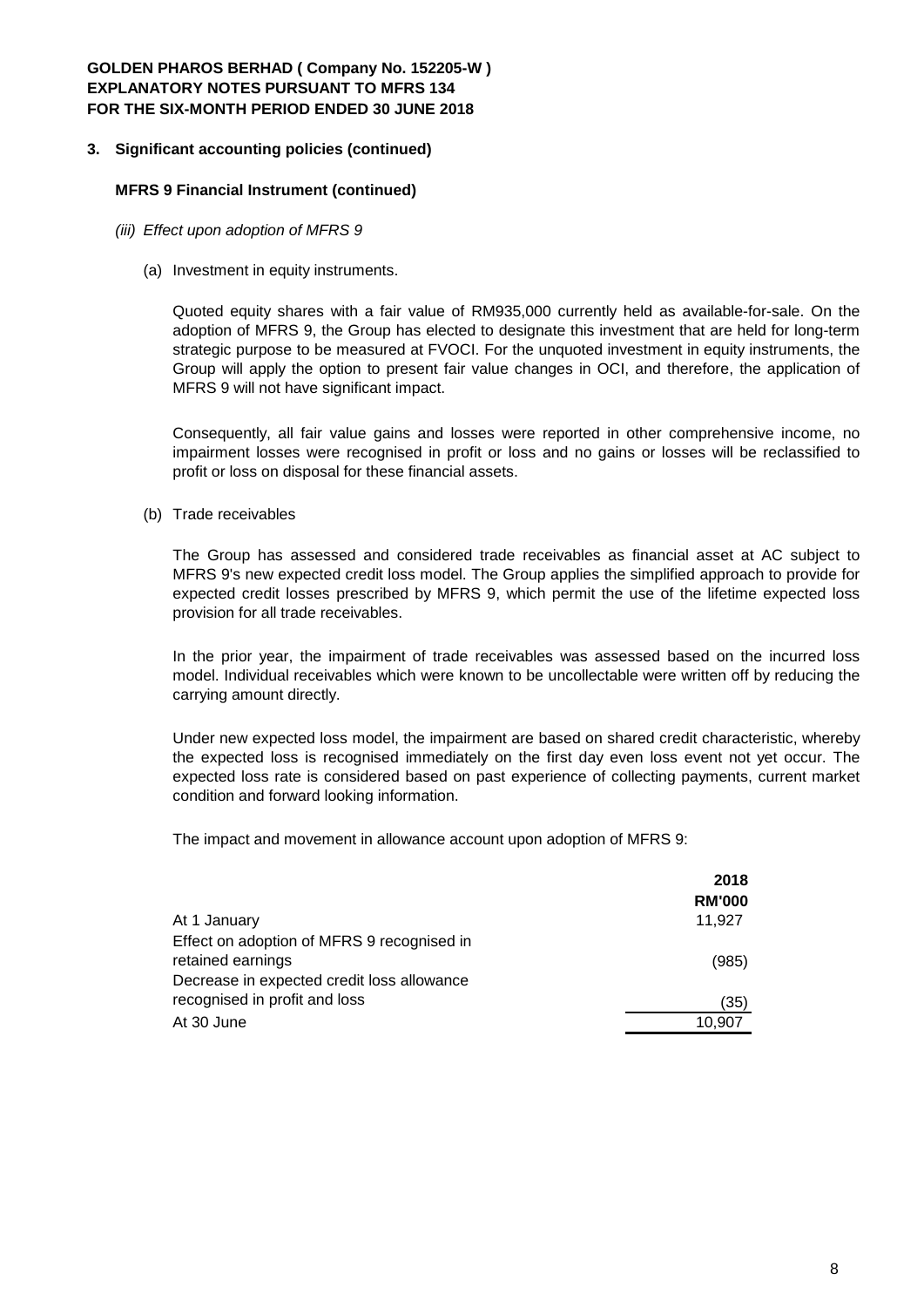**GOLDEN PHAROS BERHAD ( Company No. 152205-W )**
**EXPLANATORY NOTES PURSUANT TO MFRS 134**
**FOR THE SIX-MONTH PERIOD ENDED 30 JUNE 2018**

## 3. Significant accounting policies (continued)

### MFRS 9 Financial Instrument (continued)

*(iii) Effect upon adoption of MFRS 9*

(a) Investment in equity instruments.

Quoted equity shares with a fair value of RM935,000 currently held as available-for-sale. On the adoption of MFRS 9, the Group has elected to designate this investment that are held for long-term strategic purpose to be measured at FVOCI. For the unquoted investment in equity instruments, the Group will apply the option to present fair value changes in OCI, and therefore, the application of MFRS 9 will not have significant impact.

Consequently, all fair value gains and losses were reported in other comprehensive income, no impairment losses were recognised in profit or loss and no gains or losses will be reclassified to profit or loss on disposal for these financial assets.

(b) Trade receivables

The Group has assessed and considered trade receivables as financial asset at AC subject to MFRS 9's new expected credit loss model. The Group applies the simplified approach to provide for expected credit losses prescribed by MFRS 9, which permit the use of the lifetime expected loss provision for all trade receivables.

In the prior year, the impairment of trade receivables was assessed based on the incurred loss model. Individual receivables which were known to be uncollectable were written off by reducing the carrying amount directly.

Under new expected loss model, the impairment are based on shared credit characteristic, whereby the expected loss is recognised immediately on the first day even loss event not yet occur. The expected loss rate is considered based on past experience of collecting payments, current market condition and forward looking information.

The impact and movement in allowance account upon adoption of MFRS 9:

| | 2018 |
|---|---|
| | RM'000 |
| At 1 January | 11,927 |
| Effect on adoption of MFRS 9 recognised in retained earnings | (985) |
| Decrease in expected credit loss allowance recognised in profit and loss | (35) |
| At 30 June | 10,907 |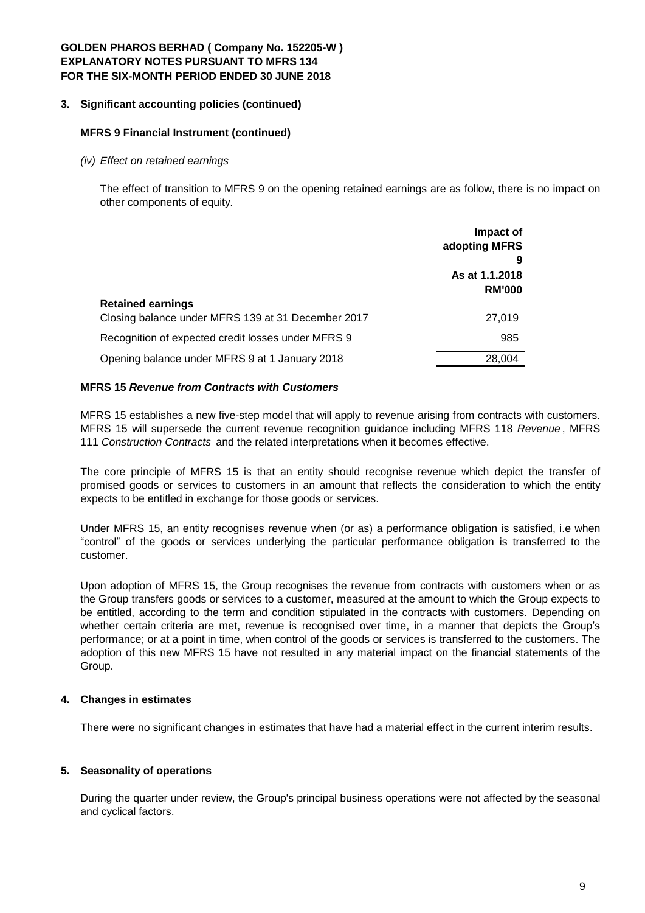### 3. Significant accounting policies (continued)

#### MFRS 9 Financial Instrument (continued)

*(iv) Effect on retained earnings*

The effect of transition to MFRS 9 on the opening retained earnings are as follow, there is no impact on other components of equity.

| | Impact of adopting MFRS 9 As at 1.1.2018 RM'000 |
|---|---|
| **Retained earnings** | |
| Closing balance under MFRS 139 at 31 December 2017 | 27,019 |
| Recognition of expected credit losses under MFRS 9 | 985 |
| Opening balance under MFRS 9 at 1 January 2018 | 28,004 |

#### MFRS 15 *Revenue from Contracts with Customers*

MFRS 15 establishes a new five-step model that will apply to revenue arising from contracts with customers. MFRS 15 will supersede the current revenue recognition guidance including MFRS 118 *Revenue*, MFRS 111 *Construction Contracts* and the related interpretations when it becomes effective.

The core principle of MFRS 15 is that an entity should recognise revenue which depict the transfer of promised goods or services to customers in an amount that reflects the consideration to which the entity expects to be entitled in exchange for those goods or services.

Under MFRS 15, an entity recognises revenue when (or as) a performance obligation is satisfied, i.e when "control" of the goods or services underlying the particular performance obligation is transferred to the customer.

Upon adoption of MFRS 15, the Group recognises the revenue from contracts with customers when or as the Group transfers goods or services to a customer, measured at the amount to which the Group expects to be entitled, according to the term and condition stipulated in the contracts with customers. Depending on whether certain criteria are met, revenue is recognised over time, in a manner that depicts the Group's performance; or at a point in time, when control of the goods or services is transferred to the customers. The adoption of this new MFRS 15 have not resulted in any material impact on the financial statements of the Group.

### 4. Changes in estimates

There were no significant changes in estimates that have had a material effect in the current interim results.

### 5. Seasonality of operations

During the quarter under review, the Group's principal business operations were not affected by the seasonal and cyclical factors.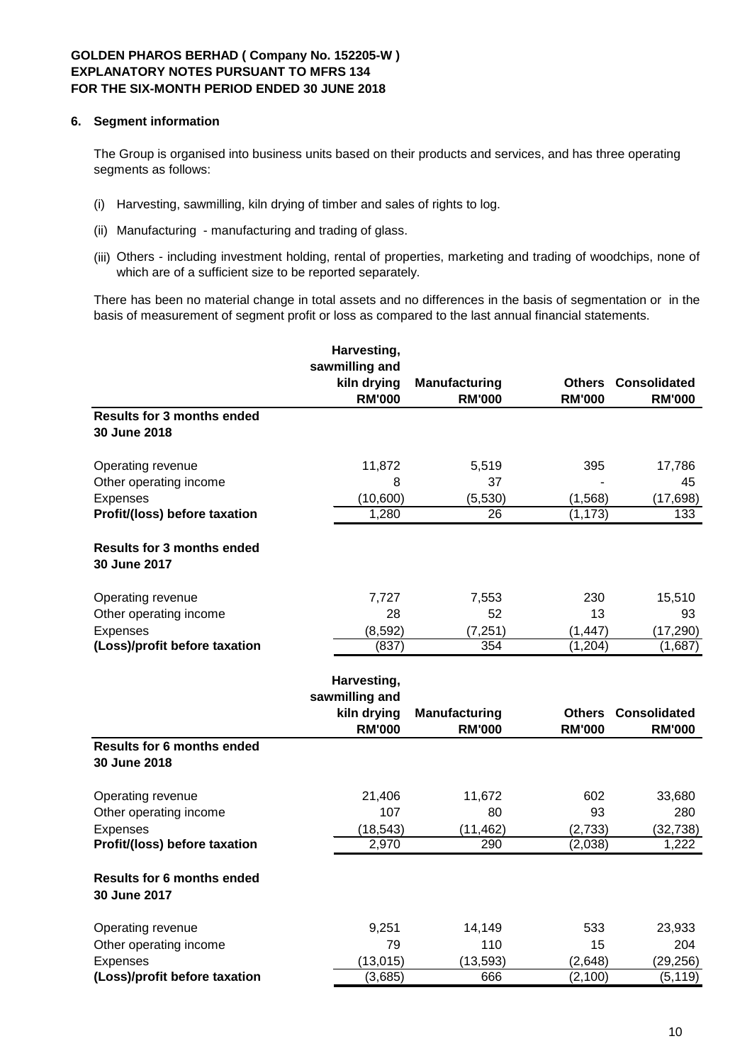**GOLDEN PHAROS BERHAD ( Company No. 152205-W )**
**EXPLANATORY NOTES PURSUANT TO MFRS 134**
**FOR THE SIX-MONTH PERIOD ENDED 30 JUNE 2018**

## 6. Segment information

The Group is organised into business units based on their products and services, and has three operating segments as follows:

(i) Harvesting, sawmilling, kiln drying of timber and sales of rights to log.

(ii) Manufacturing - manufacturing and trading of glass.

(iii) Others - including investment holding, rental of properties, marketing and trading of woodchips, none of which are of a sufficient size to be reported separately.

There has been no material change in total assets and no differences in the basis of segmentation or in the basis of measurement of segment profit or loss as compared to the last annual financial statements.

| | Harvesting, sawmilling and kiln drying RM'000 | Manufacturing RM'000 | Others RM'000 | Consolidated RM'000 |
|---|---|---|---|---|
| **Results for 3 months ended 30 June 2018** | | | | |
| Operating revenue | 11,872 | 5,519 | 395 | 17,786 |
| Other operating income | 8 | 37 | - | 45 |
| Expenses | (10,600) | (5,530) | (1,568) | (17,698) |
| **Profit/(loss) before taxation** | 1,280 | 26 | (1,173) | 133 |
| **Results for 3 months ended 30 June 2017** | | | | |
| Operating revenue | 7,727 | 7,553 | 230 | 15,510 |
| Other operating income | 28 | 52 | 13 | 93 |
| Expenses | (8,592) | (7,251) | (1,447) | (17,290) |
| **(Loss)/profit before taxation** | (837) | 354 | (1,204) | (1,687) |

| | Harvesting, sawmilling and kiln drying RM'000 | Manufacturing RM'000 | Others RM'000 | Consolidated RM'000 |
|---|---|---|---|---|
| **Results for 6 months ended 30 June 2018** | | | | |
| Operating revenue | 21,406 | 11,672 | 602 | 33,680 |
| Other operating income | 107 | 80 | 93 | 280 |
| Expenses | (18,543) | (11,462) | (2,733) | (32,738) |
| **Profit/(loss) before taxation** | 2,970 | 290 | (2,038) | 1,222 |
| **Results for 6 months ended 30 June 2017** | | | | |
| Operating revenue | 9,251 | 14,149 | 533 | 23,933 |
| Other operating income | 79 | 110 | 15 | 204 |
| Expenses | (13,015) | (13,593) | (2,648) | (29,256) |
| **(Loss)/profit before taxation** | (3,685) | 666 | (2,100) | (5,119) |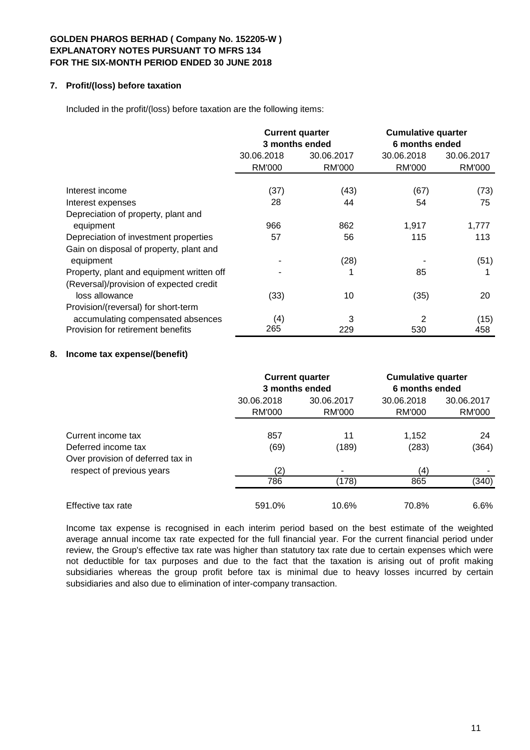**GOLDEN PHAROS BERHAD ( Company No. 152205-W )**
**EXPLANATORY NOTES PURSUANT TO MFRS 134**
**FOR THE SIX-MONTH PERIOD ENDED 30 JUNE 2018**

## 7. Profit/(loss) before taxation

Included in the profit/(loss) before taxation are the following items:

| | Current quarter 3 months ended | | Cumulative quarter 6 months ended | |
|---|---|---|---|---|
| | 30.06.2018 | 30.06.2017 | 30.06.2018 | 30.06.2017 |
| | RM'000 | RM'000 | RM'000 | RM'000 |
| Interest income | (37) | (43) | (67) | (73) |
| Interest expenses | 28 | 44 | 54 | 75 |
| Depreciation of property, plant and equipment | 966 | 862 | 1,917 | 1,777 |
| Depreciation of investment properties | 57 | 56 | 115 | 113 |
| Gain on disposal of property, plant and equipment | - | (28) | - | (51) |
| Property, plant and equipment written off | - | 1 | 85 | 1 |
| (Reversal)/provision of expected credit loss allowance | (33) | 10 | (35) | 20 |
| Provision/(reversal) for short-term accumulating compensated absences | (4) | 3 | 2 | (15) |
| Provision for retirement benefits | 265 | 229 | 530 | 458 |

## 8. Income tax expense/(benefit)

| | Current quarter 3 months ended | | Cumulative quarter 6 months ended | |
|---|---|---|---|---|
| | 30.06.2018 | 30.06.2017 | 30.06.2018 | 30.06.2017 |
| | RM'000 | RM'000 | RM'000 | RM'000 |
| Current income tax | 857 | 11 | 1,152 | 24 |
| Deferred income tax | (69) | (189) | (283) | (364) |
| Over provision of deferred tax in respect of previous years | (2) | - | (4) | - |
| | 786 | (178) | 865 | (340) |
| Effective tax rate | 591.0% | 10.6% | 70.8% | 6.6% |

Income tax expense is recognised in each interim period based on the best estimate of the weighted average annual income tax rate expected for the full financial year. For the current financial period under review, the Group's effective tax rate was higher than statutory tax rate due to certain expenses which were not deductible for tax purposes and due to the fact that the taxation is arising out of profit making subsidiaries whereas the group profit before tax is minimal due to heavy losses incurred by certain subsidiaries and also due to elimination of inter-company transaction.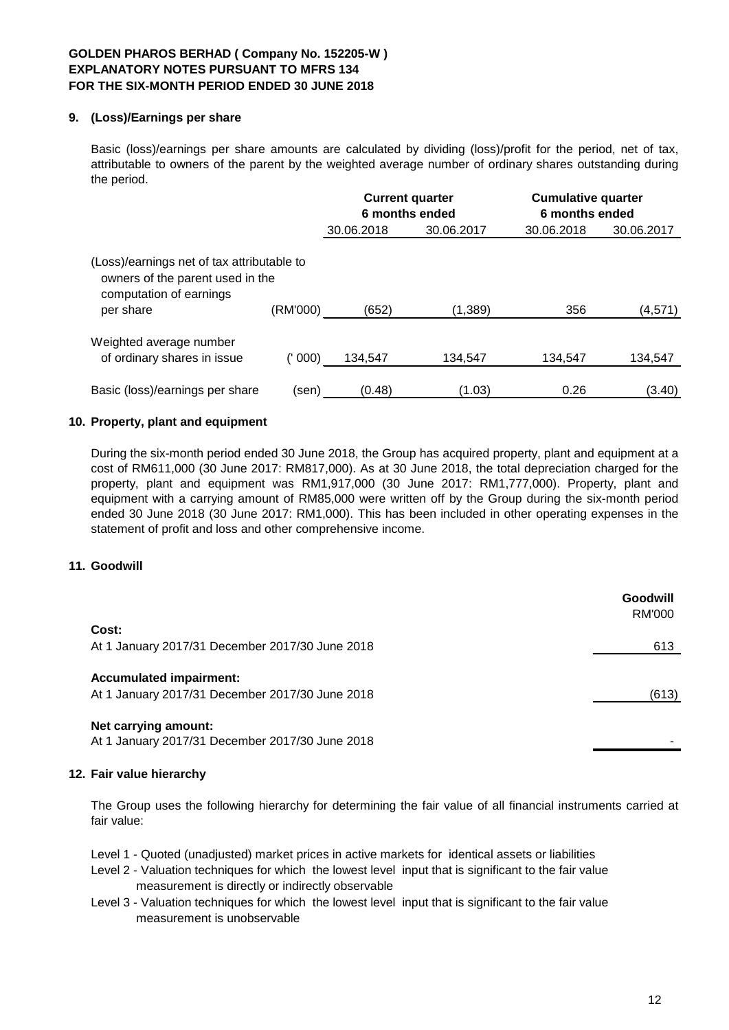**GOLDEN PHAROS BERHAD ( Company No. 152205-W )**
**EXPLANATORY NOTES PURSUANT TO MFRS 134**
**FOR THE SIX-MONTH PERIOD ENDED 30 JUNE 2018**

## 9. (Loss)/Earnings per share

Basic (loss)/earnings per share amounts are calculated by dividing (loss)/profit for the period, net of tax, attributable to owners of the parent by the weighted average number of ordinary shares outstanding during the period.

| | | Current quarter 6 months ended | | Cumulative quarter 6 months ended | |
|---|---|---|---|---|---|
| | | 30.06.2018 | 30.06.2017 | 30.06.2018 | 30.06.2017 |
| (Loss)/earnings net of tax attributable to owners of the parent used in the computation of earnings per share | (RM'000) | (652) | (1,389) | 356 | (4,571) |
| Weighted average number of ordinary shares in issue | (' 000) | 134,547 | 134,547 | 134,547 | 134,547 |
| Basic (loss)/earnings per share | (sen) | (0.48) | (1.03) | 0.26 | (3.40) |

## 10. Property, plant and equipment

During the six-month period ended 30 June 2018, the Group has acquired property, plant and equipment at a cost of RM611,000 (30 June 2017: RM817,000). As at 30 June 2018, the total depreciation charged for the property, plant and equipment was RM1,917,000 (30 June 2017: RM1,777,000). Property, plant and equipment with a carrying amount of RM85,000 were written off by the Group during the six-month period ended 30 June 2018 (30 June 2017: RM1,000). This has been included in other operating expenses in the statement of profit and loss and other comprehensive income.

## 11. Goodwill

| | Goodwill RM'000 |
|---|---|
| **Cost:** | |
| At 1 January 2017/31 December 2017/30 June 2018 | 613 |
| **Accumulated impairment:** | |
| At 1 January 2017/31 December 2017/30 June 2018 | (613) |
| **Net carrying amount:** | |
| At 1 January 2017/31 December 2017/30 June 2018 | - |

## 12. Fair value hierarchy

The Group uses the following hierarchy for determining the fair value of all financial instruments carried at fair value:

Level 1 - Quoted (unadjusted) market prices in active markets for identical assets or liabilities
Level 2 - Valuation techniques for which the lowest level input that is significant to the fair value measurement is directly or indirectly observable
Level 3 - Valuation techniques for which the lowest level input that is significant to the fair value measurement is unobservable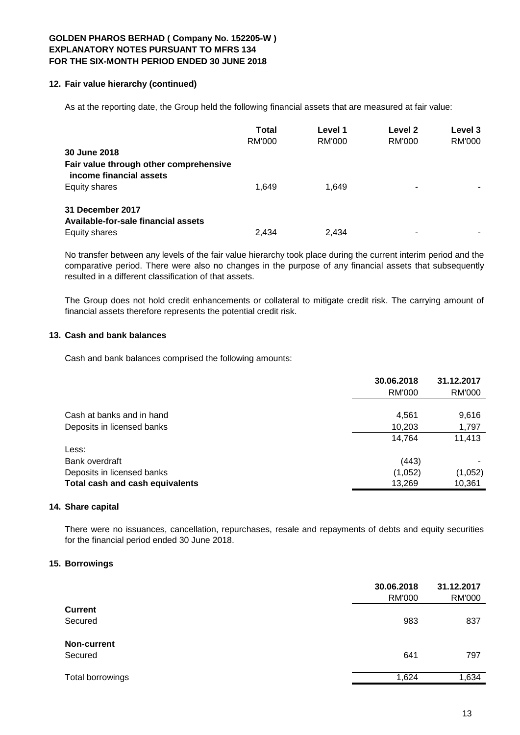## 12. Fair value hierarchy (continued)

As at the reporting date, the Group held the following financial assets that are measured at fair value:

| | Total<br>RM'000 | Level 1<br>RM'000 | Level 2<br>RM'000 | Level 3<br>RM'000 |
|---|---|---|---|---|
| **30 June 2018** | | | | |
| **Fair value through other comprehensive income financial assets** | | | | |
| Equity shares | 1,649 | 1,649 | - | - |
| **31 December 2017** | | | | |
| **Available-for-sale financial assets** | | | | |
| Equity shares | 2,434 | 2,434 | - | - |

No transfer between any levels of the fair value hierarchy took place during the current interim period and the comparative period. There were also no changes in the purpose of any financial assets that subsequently resulted in a different classification of that assets.

The Group does not hold credit enhancements or collateral to mitigate credit risk. The carrying amount of financial assets therefore represents the potential credit risk.

## 13. Cash and bank balances

Cash and bank balances comprised the following amounts:

| | 30.06.2018<br>RM'000 | 31.12.2017<br>RM'000 |
|---|---|---|
| Cash at banks and in hand | 4,561 | 9,616 |
| Deposits in licensed banks | 10,203 | 1,797 |
| | 14,764 | 11,413 |
| Less: | | |
| Bank overdraft | (443) | - |
| Deposits in licensed banks | (1,052) | (1,052) |
| **Total cash and cash equivalents** | 13,269 | 10,361 |

## 14. Share capital

There were no issuances, cancellation, repurchases, resale and repayments of debts and equity securities for the financial period ended 30 June 2018.

## 15. Borrowings

| | 30.06.2018<br>RM'000 | 31.12.2017<br>RM'000 |
|---|---|---|
| **Current** | | |
| Secured | 983 | 837 |
| **Non-current** | | |
| Secured | 641 | 797 |
| Total borrowings | 1,624 | 1,634 |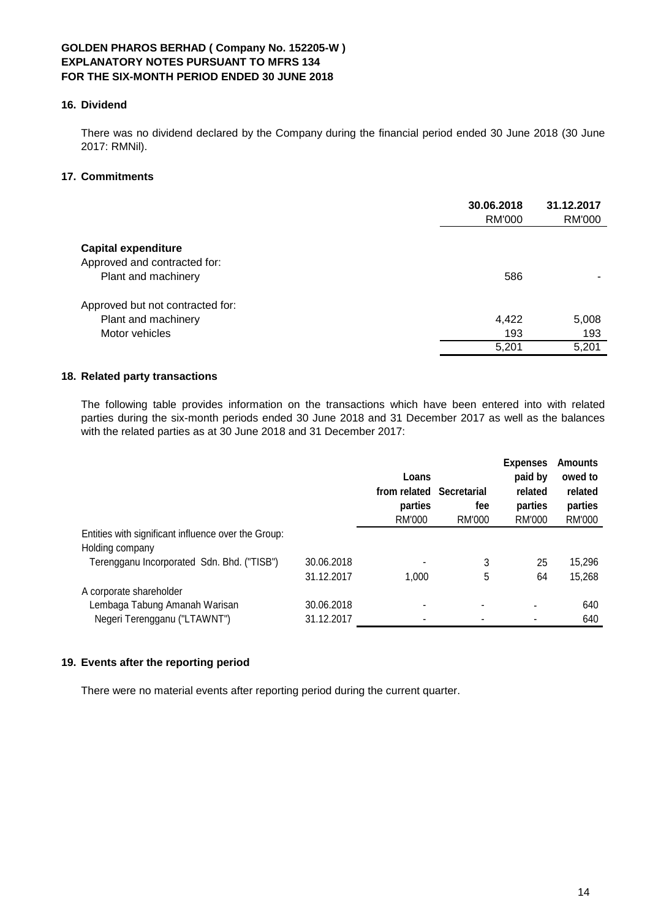**GOLDEN PHAROS BERHAD ( Company No. 152205-W )**
**EXPLANATORY NOTES PURSUANT TO MFRS 134**
**FOR THE SIX-MONTH PERIOD ENDED 30 JUNE 2018**

## 16. Dividend

There was no dividend declared by the Company during the financial period ended 30 June 2018 (30 June 2017: RMNil).

## 17. Commitments

| | 30.06.2018 | 31.12.2017 |
|---|---|---|
| | RM'000 | RM'000 |
| **Capital expenditure** | | |
| Approved and contracted for: | | |
| Plant and machinery | 586 | - |
| Approved but not contracted for: | | |
| Plant and machinery | 4,422 | 5,008 |
| Motor vehicles | 193 | 193 |
| | 5,201 | 5,201 |

## 18. Related party transactions

The following table provides information on the transactions which have been entered into with related parties during the six-month periods ended 30 June 2018 and 31 December 2017 as well as the balances with the related parties as at 30 June 2018 and 31 December 2017:

| | | Loans from related parties | Secretarial fee | Expenses paid by related parties | Amounts owed to related parties |
|---|---|---|---|---|---|
| | | RM'000 | RM'000 | RM'000 | RM'000 |
| Entities with significant influence over the Group: | | | | | |
| Holding company | | | | | |
| Terengganu Incorporated Sdn. Bhd. ("TISB") | 30.06.2018 | - | 3 | 25 | 15,296 |
| | 31.12.2017 | 1,000 | 5 | 64 | 15,268 |
| A corporate shareholder | | | | | |
| Lembaga Tabung Amanah Warisan | 30.06.2018 | - | - | - | 640 |
| Negeri Terengganu ("LTAWNT") | 31.12.2017 | - | - | - | 640 |

## 19. Events after the reporting period

There were no material events after reporting period during the current quarter.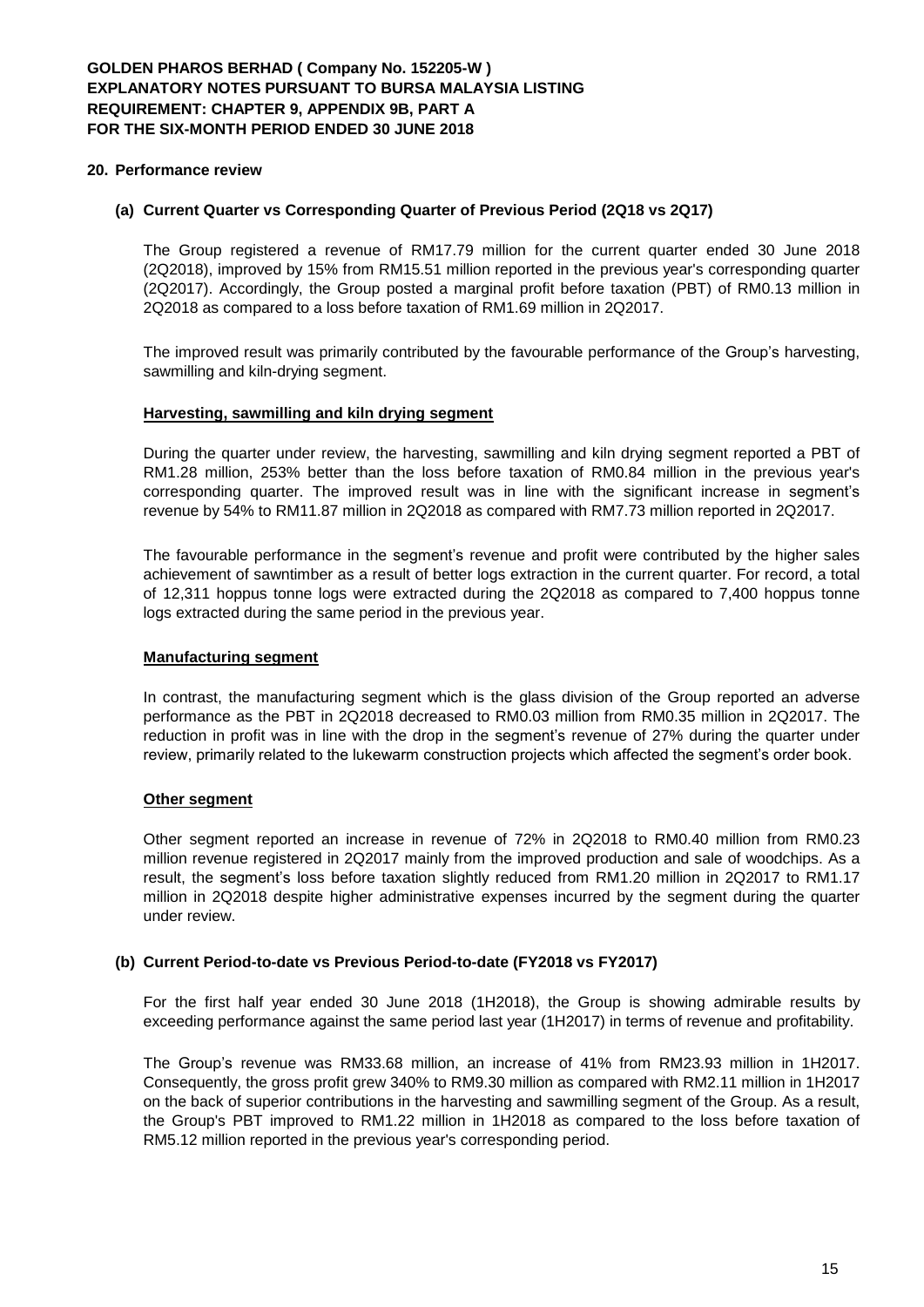## 20. Performance review

### (a) Current Quarter vs Corresponding Quarter of Previous Period (2Q18 vs 2Q17)

The Group registered a revenue of RM17.79 million for the current quarter ended 30 June 2018 (2Q2018), improved by 15% from RM15.51 million reported in the previous year's corresponding quarter (2Q2017). Accordingly, the Group posted a marginal profit before taxation (PBT) of RM0.13 million in 2Q2018 as compared to a loss before taxation of RM1.69 million in 2Q2017.

The improved result was primarily contributed by the favourable performance of the Group's harvesting, sawmilling and kiln-drying segment.

**Harvesting, sawmilling and kiln drying segment**

During the quarter under review, the harvesting, sawmilling and kiln drying segment reported a PBT of RM1.28 million, 253% better than the loss before taxation of RM0.84 million in the previous year's corresponding quarter. The improved result was in line with the significant increase in segment's revenue by 54% to RM11.87 million in 2Q2018 as compared with RM7.73 million reported in 2Q2017.

The favourable performance in the segment's revenue and profit were contributed by the higher sales achievement of sawntimber as a result of better logs extraction in the current quarter. For record, a total of 12,311 hoppus tonne logs were extracted during the 2Q2018 as compared to 7,400 hoppus tonne logs extracted during the same period in the previous year.

**Manufacturing segment**

In contrast, the manufacturing segment which is the glass division of the Group reported an adverse performance as the PBT in 2Q2018 decreased to RM0.03 million from RM0.35 million in 2Q2017. The reduction in profit was in line with the drop in the segment's revenue of 27% during the quarter under review, primarily related to the lukewarm construction projects which affected the segment's order book.

**Other segment**

Other segment reported an increase in revenue of 72% in 2Q2018 to RM0.40 million from RM0.23 million revenue registered in 2Q2017 mainly from the improved production and sale of woodchips. As a result, the segment's loss before taxation slightly reduced from RM1.20 million in 2Q2017 to RM1.17 million in 2Q2018 despite higher administrative expenses incurred by the segment during the quarter under review.

### (b) Current Period-to-date vs Previous Period-to-date (FY2018 vs FY2017)

For the first half year ended 30 June 2018 (1H2018), the Group is showing admirable results by exceeding performance against the same period last year (1H2017) in terms of revenue and profitability.

The Group's revenue was RM33.68 million, an increase of 41% from RM23.93 million in 1H2017. Consequently, the gross profit grew 340% to RM9.30 million as compared with RM2.11 million in 1H2017 on the back of superior contributions in the harvesting and sawmilling segment of the Group. As a result, the Group's PBT improved to RM1.22 million in 1H2018 as compared to the loss before taxation of RM5.12 million reported in the previous year's corresponding period.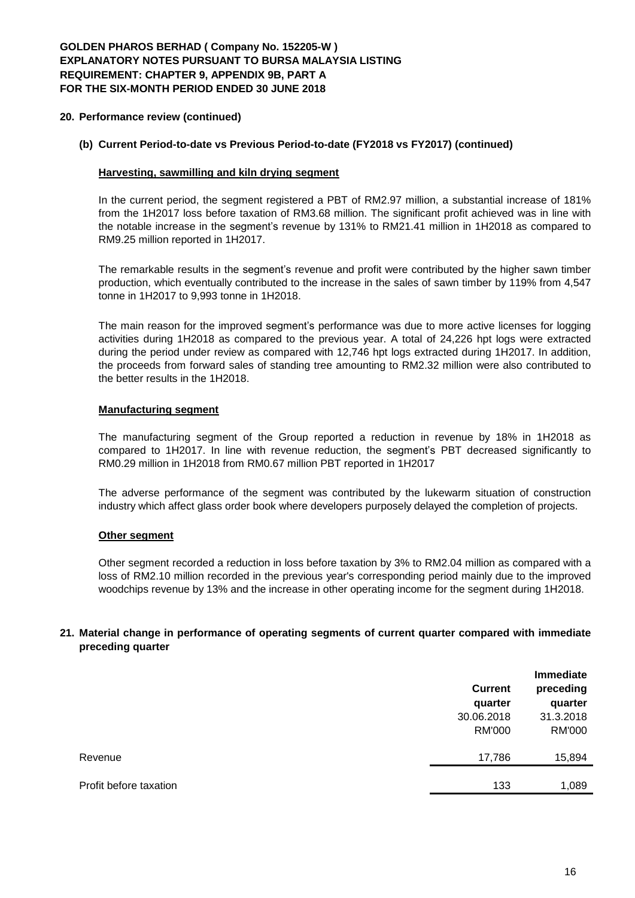## 20. Performance review (continued)

### (b) Current Period-to-date vs Previous Period-to-date (FY2018 vs FY2017) (continued)

**Harvesting, sawmilling and kiln drying segment**

In the current period, the segment registered a PBT of RM2.97 million, a substantial increase of 181% from the 1H2017 loss before taxation of RM3.68 million. The significant profit achieved was in line with the notable increase in the segment's revenue by 131% to RM21.41 million in 1H2018 as compared to RM9.25 million reported in 1H2017.

The remarkable results in the segment's revenue and profit were contributed by the higher sawn timber production, which eventually contributed to the increase in the sales of sawn timber by 119% from 4,547 tonne in 1H2017 to 9,993 tonne in 1H2018.

The main reason for the improved segment's performance was due to more active licenses for logging activities during 1H2018 as compared to the previous year. A total of 24,226 hpt logs were extracted during the period under review as compared with 12,746 hpt logs extracted during 1H2017. In addition, the proceeds from forward sales of standing tree amounting to RM2.32 million were also contributed to the better results in the 1H2018.

**Manufacturing segment**

The manufacturing segment of the Group reported a reduction in revenue by 18% in 1H2018 as compared to 1H2017. In line with revenue reduction, the segment's PBT decreased significantly to RM0.29 million in 1H2018 from RM0.67 million PBT reported in 1H2017

The adverse performance of the segment was contributed by the lukewarm situation of construction industry which affect glass order book where developers purposely delayed the completion of projects.

**Other segment**

Other segment recorded a reduction in loss before taxation by 3% to RM2.04 million as compared with a loss of RM2.10 million recorded in the previous year's corresponding period mainly due to the improved woodchips revenue by 13% and the increase in other operating income for the segment during 1H2018.

## 21. Material change in performance of operating segments of current quarter compared with immediate preceding quarter

| | Current quarter 30.06.2018 RM'000 | Immediate preceding quarter 31.3.2018 RM'000 |
|---|---|---|
| Revenue | 17,786 | 15,894 |
| Profit before taxation | 133 | 1,089 |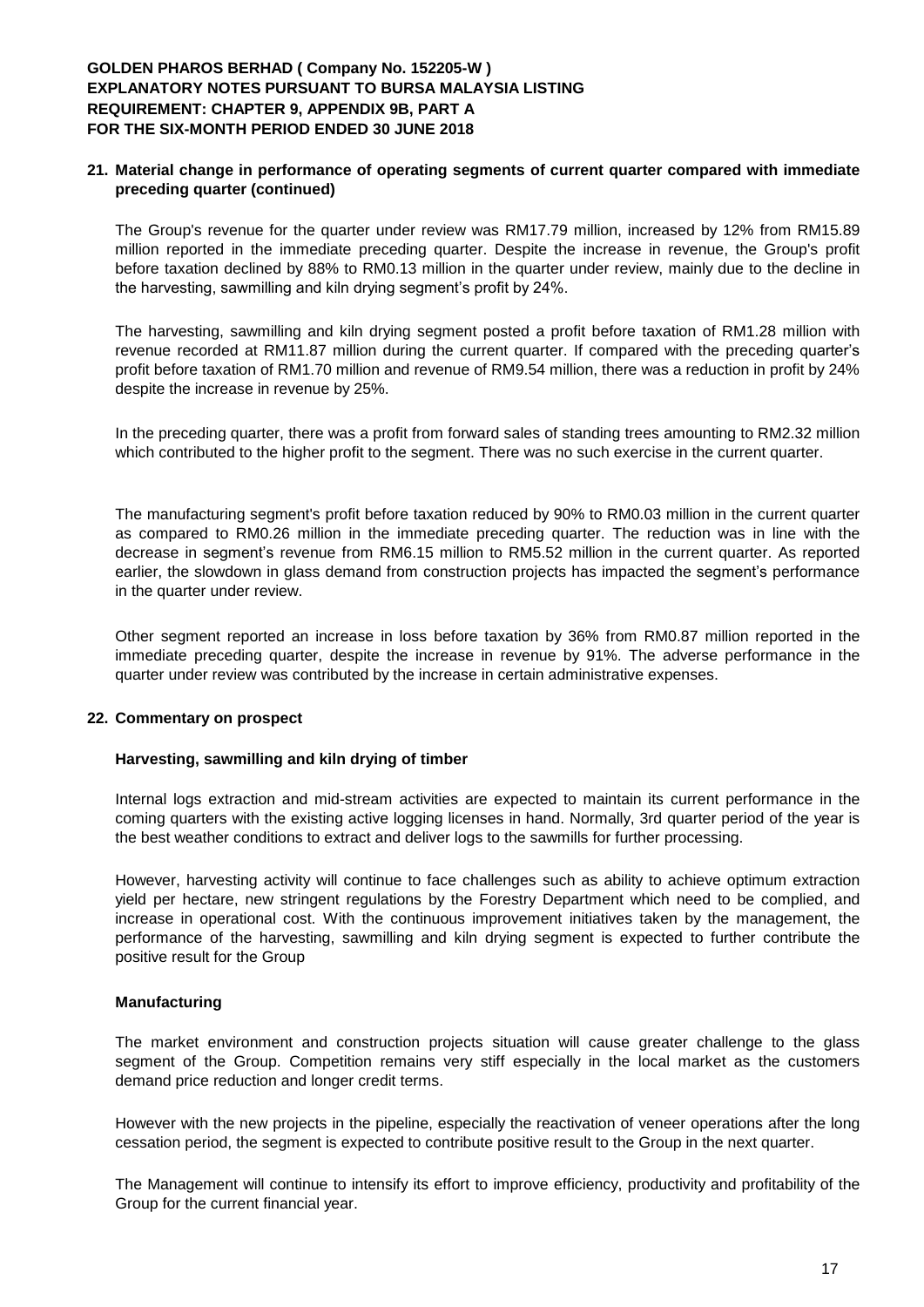## 21. Material change in performance of operating segments of current quarter compared with immediate preceding quarter (continued)

The Group's revenue for the quarter under review was RM17.79 million, increased by 12% from RM15.89 million reported in the immediate preceding quarter. Despite the increase in revenue, the Group's profit before taxation declined by 88% to RM0.13 million in the quarter under review, mainly due to the decline in the harvesting, sawmilling and kiln drying segment's profit by 24%.

The harvesting, sawmilling and kiln drying segment posted a profit before taxation of RM1.28 million with revenue recorded at RM11.87 million during the current quarter. If compared with the preceding quarter's profit before taxation of RM1.70 million and revenue of RM9.54 million, there was a reduction in profit by 24% despite the increase in revenue by 25%.

In the preceding quarter, there was a profit from forward sales of standing trees amounting to RM2.32 million which contributed to the higher profit to the segment. There was no such exercise in the current quarter.

The manufacturing segment's profit before taxation reduced by 90% to RM0.03 million in the current quarter as compared to RM0.26 million in the immediate preceding quarter. The reduction was in line with the decrease in segment's revenue from RM6.15 million to RM5.52 million in the current quarter. As reported earlier, the slowdown in glass demand from construction projects has impacted the segment's performance in the quarter under review.

Other segment reported an increase in loss before taxation by 36% from RM0.87 million reported in the immediate preceding quarter, despite the increase in revenue by 91%. The adverse performance in the quarter under review was contributed by the increase in certain administrative expenses.

## 22. Commentary on prospect

### Harvesting, sawmilling and kiln drying of timber

Internal logs extraction and mid-stream activities are expected to maintain its current performance in the coming quarters with the existing active logging licenses in hand. Normally, 3rd quarter period of the year is the best weather conditions to extract and deliver logs to the sawmills for further processing.

However, harvesting activity will continue to face challenges such as ability to achieve optimum extraction yield per hectare, new stringent regulations by the Forestry Department which need to be complied, and increase in operational cost. With the continuous improvement initiatives taken by the management, the performance of the harvesting, sawmilling and kiln drying segment is expected to further contribute the positive result for the Group

### Manufacturing

The market environment and construction projects situation will cause greater challenge to the glass segment of the Group. Competition remains very stiff especially in the local market as the customers demand price reduction and longer credit terms.

However with the new projects in the pipeline, especially the reactivation of veneer operations after the long cessation period, the segment is expected to contribute positive result to the Group in the next quarter.

The Management will continue to intensify its effort to improve efficiency, productivity and profitability of the Group for the current financial year.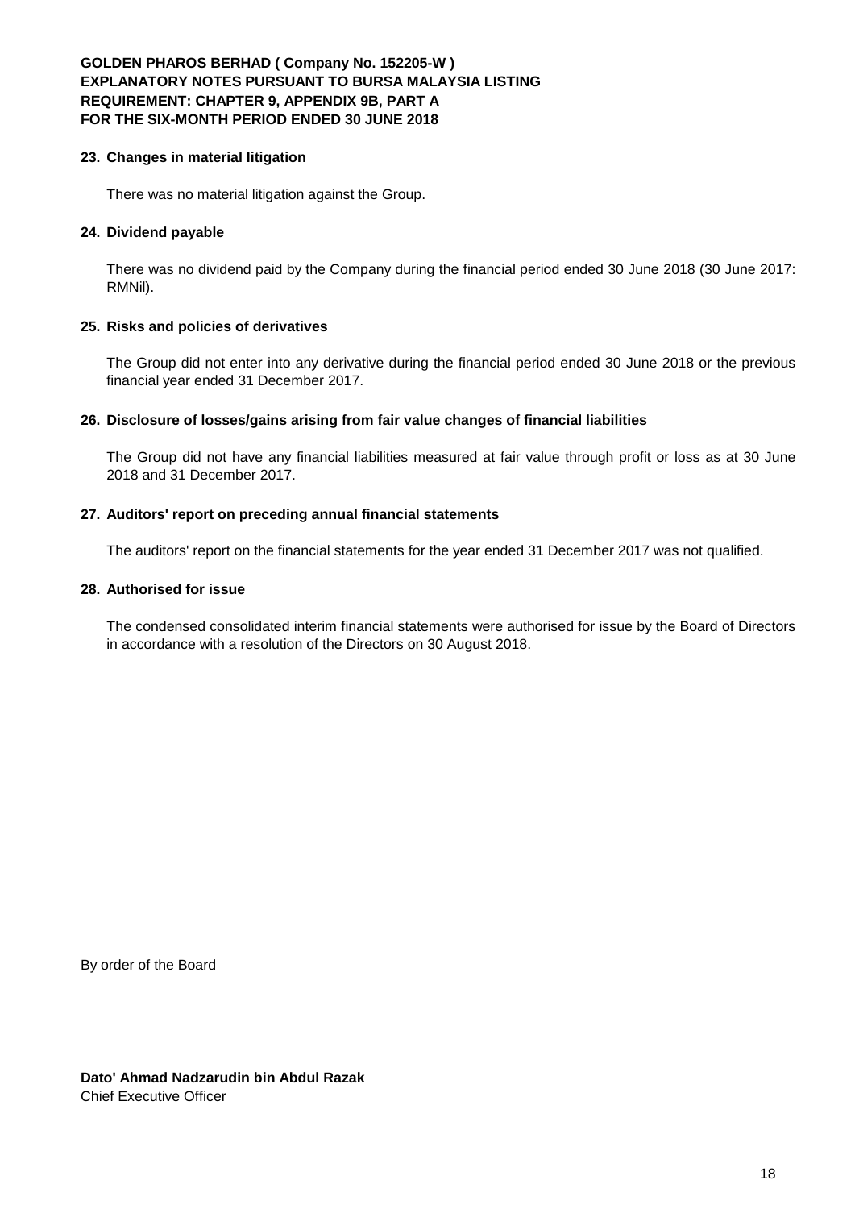**GOLDEN PHAROS BERHAD ( Company No. 152205-W )**
**EXPLANATORY NOTES PURSUANT TO BURSA MALAYSIA LISTING REQUIREMENT: CHAPTER 9, APPENDIX 9B, PART A**
**FOR THE SIX-MONTH PERIOD ENDED 30 JUNE 2018**

**23. Changes in material litigation**

There was no material litigation against the Group.

**24. Dividend payable**

There was no dividend paid by the Company during the financial period ended 30 June 2018 (30 June 2017: RMNil).

**25. Risks and policies of derivatives**

The Group did not enter into any derivative during the financial period ended 30 June 2018 or the previous financial year ended 31 December 2017.

**26. Disclosure of losses/gains arising from fair value changes of financial liabilities**

The Group did not have any financial liabilities measured at fair value through profit or loss as at 30 June 2018 and 31 December 2017.

**27. Auditors' report on preceding annual financial statements**

The auditors' report on the financial statements for the year ended 31 December 2017 was not qualified.

**28. Authorised for issue**

The condensed consolidated interim financial statements were authorised for issue by the Board of Directors in accordance with a resolution of the Directors on 30 August 2018.

By order of the Board

**Dato' Ahmad Nadzarudin bin Abdul Razak**
Chief Executive Officer